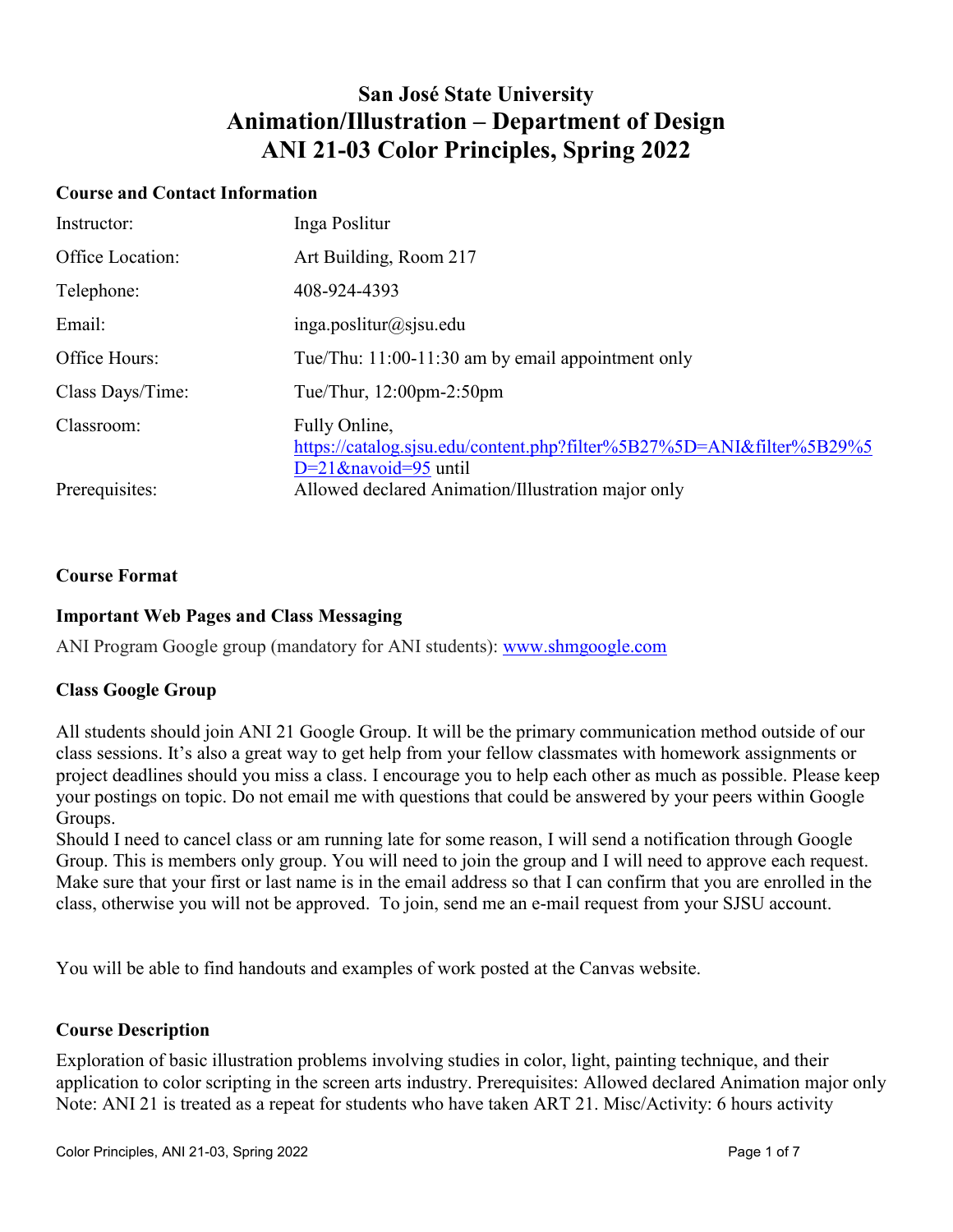# San José State University
# Animation/Illustration – Department of Design
# ANI 21-03 Color Principles, Spring 2022

## Course and Contact Information

| | |
|---|---|
| Instructor: | Inga Poslitur |
| Office Location: | Art Building, Room 217 |
| Telephone: | 408-924-4393 |
| Email: | inga.poslitur@sjsu.edu |
| Office Hours: | Tue/Thu: 11:00-11:30 am by email appointment only |
| Class Days/Time: | Tue/Thur, 12:00pm-2:50pm |
| Classroom: | Fully Online, [https://catalog.sjsu.edu/content.php?filter%5B27%5D=ANI&filter%5B29%5D=21&navoid=95](https://catalog.sjsu.edu/content.php?filter%5B27%5D=ANI&filter%5B29%5D=21&navoid=95) until |
| Prerequisites: | Allowed declared Animation/Illustration major only |

## Course Format

## Important Web Pages and Class Messaging

ANI Program Google group (mandatory for ANI students): [www.shmgoogle.com](www.shmgoogle.com)

## Class Google Group

All students should join ANI 21 Google Group. It will be the primary communication method outside of our class sessions. It's also a great way to get help from your fellow classmates with homework assignments or project deadlines should you miss a class. I encourage you to help each other as much as possible. Please keep your postings on topic. Do not email me with questions that could be answered by your peers within Google Groups.
Should I need to cancel class or am running late for some reason, I will send a notification through Google Group. This is members only group. You will need to join the group and I will need to approve each request. Make sure that your first or last name is in the email address so that I can confirm that you are enrolled in the class, otherwise you will not be approved. To join, send me an e-mail request from your SJSU account.

You will be able to find handouts and examples of work posted at the Canvas website.

## Course Description

Exploration of basic illustration problems involving studies in color, light, painting technique, and their application to color scripting in the screen arts industry. Prerequisites: Allowed declared Animation major only Note: ANI 21 is treated as a repeat for students who have taken ART 21. Misc/Activity: 6 hours activity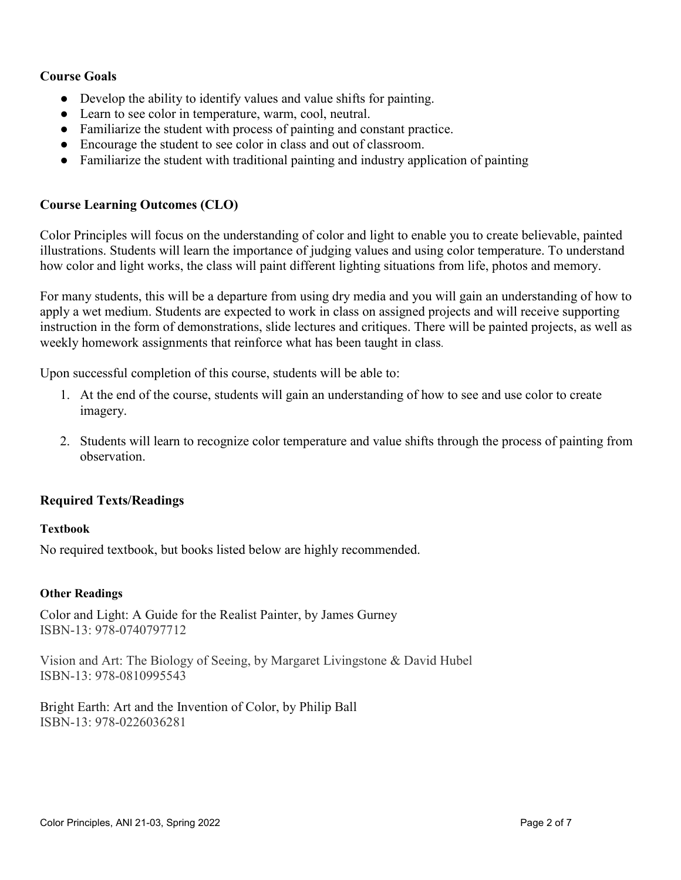## Course Goals

- Develop the ability to identify values and value shifts for painting.
- Learn to see color in temperature, warm, cool, neutral.
- Familiarize the student with process of painting and constant practice.
- Encourage the student to see color in class and out of classroom.
- Familiarize the student with traditional painting and industry application of painting

## Course Learning Outcomes (CLO)

Color Principles will focus on the understanding of color and light to enable you to create believable, painted illustrations. Students will learn the importance of judging values and using color temperature. To understand how color and light works, the class will paint different lighting situations from life, photos and memory.

For many students, this will be a departure from using dry media and you will gain an understanding of how to apply a wet medium. Students are expected to work in class on assigned projects and will receive supporting instruction in the form of demonstrations, slide lectures and critiques. There will be painted projects, as well as weekly homework assignments that reinforce what has been taught in class.

Upon successful completion of this course, students will be able to:

1. At the end of the course, students will gain an understanding of how to see and use color to create imagery.
2. Students will learn to recognize color temperature and value shifts through the process of painting from observation.

## Required Texts/Readings

### Textbook

No required textbook, but books listed below are highly recommended.

### Other Readings

Color and Light: A Guide for the Realist Painter, by James Gurney
ISBN-13: 978-0740797712

Vision and Art: The Biology of Seeing, by Margaret Livingstone & David Hubel
ISBN-13: 978-0810995543

Bright Earth: Art and the Invention of Color, by Philip Ball
ISBN-13: 978-0226036281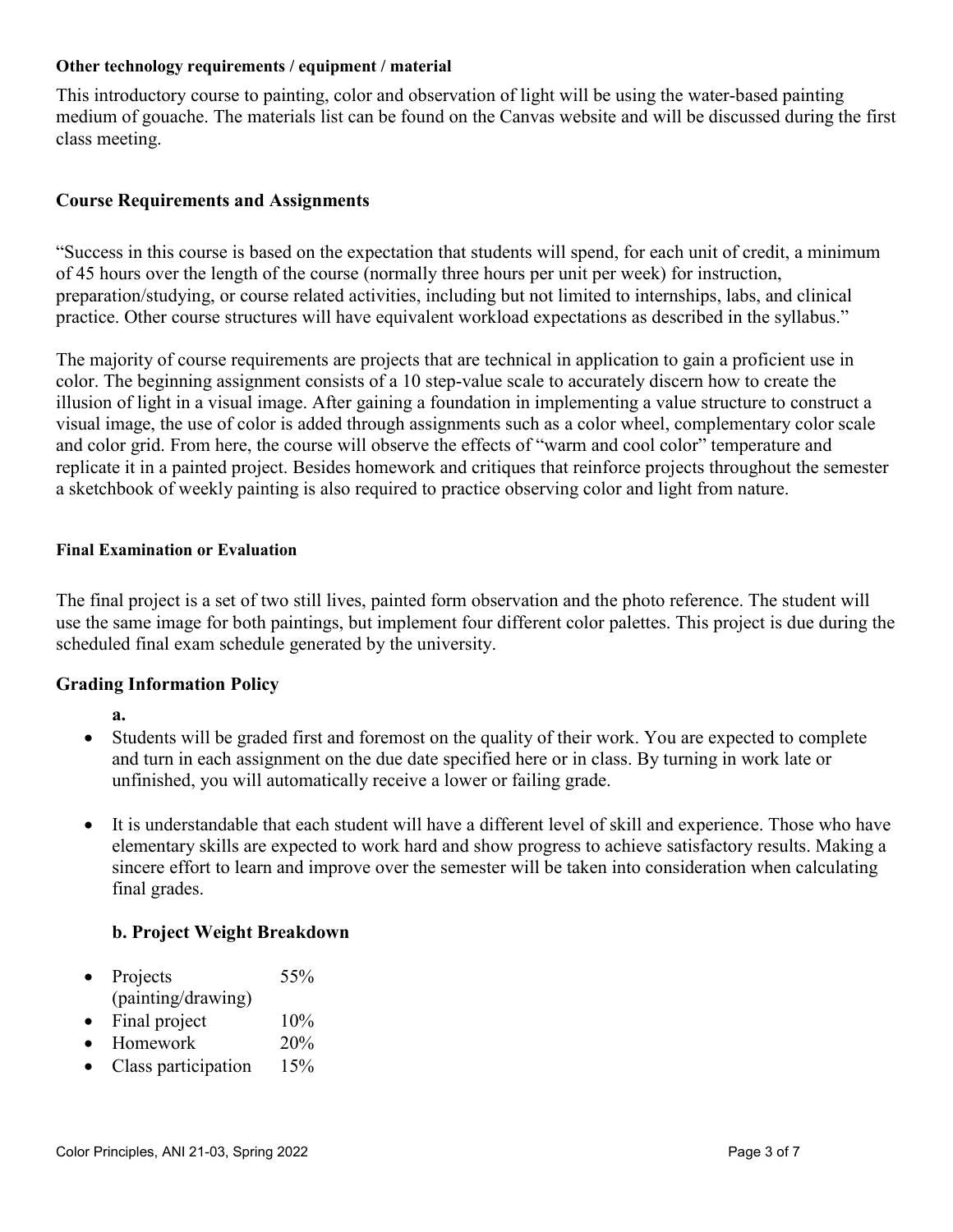#### Other technology requirements / equipment / material

This introductory course to painting, color and observation of light will be using the water-based painting medium of gouache. The materials list can be found on the Canvas website and will be discussed during the first class meeting.

### Course Requirements and Assignments

"Success in this course is based on the expectation that students will spend, for each unit of credit, a minimum of 45 hours over the length of the course (normally three hours per unit per week) for instruction, preparation/studying, or course related activities, including but not limited to internships, labs, and clinical practice. Other course structures will have equivalent workload expectations as described in the syllabus."

The majority of course requirements are projects that are technical in application to gain a proficient use in color. The beginning assignment consists of a 10 step-value scale to accurately discern how to create the illusion of light in a visual image. After gaining a foundation in implementing a value structure to construct a visual image, the use of color is added through assignments such as a color wheel, complementary color scale and color grid. From here, the course will observe the effects of "warm and cool color" temperature and replicate it in a painted project. Besides homework and critiques that reinforce projects throughout the semester a sketchbook of weekly painting is also required to practice observing color and light from nature.

#### Final Examination or Evaluation

The final project is a set of two still lives, painted form observation and the photo reference. The student will use the same image for both paintings, but implement four different color palettes. This project is due during the scheduled final exam schedule generated by the university.

### Grading Information Policy

**a.**

- Students will be graded first and foremost on the quality of their work. You are expected to complete and turn in each assignment on the due date specified here or in class. By turning in work late or unfinished, you will automatically receive a lower or failing grade.
- It is understandable that each student will have a different level of skill and experience. Those who have elementary skills are expected to work hard and show progress to achieve satisfactory results. Making a sincere effort to learn and improve over the semester will be taken into consideration when calculating final grades.

**b. Project Weight Breakdown**

- Projects (painting/drawing) 55%
- Final project 10%
- Homework 20%
- Class participation 15%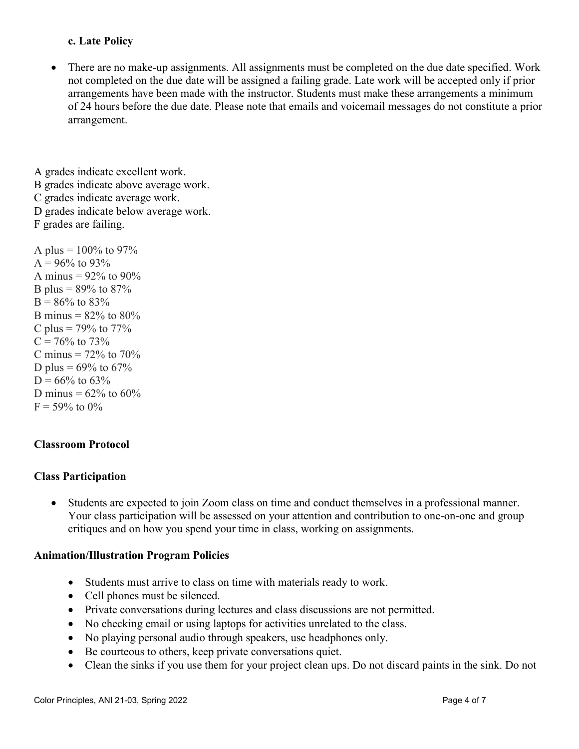### c. Late Policy

- There are no make-up assignments. All assignments must be completed on the due date specified. Work not completed on the due date will be assigned a failing grade. Late work will be accepted only if prior arrangements have been made with the instructor. Students must make these arrangements a minimum of 24 hours before the due date. Please note that emails and voicemail messages do not constitute a prior arrangement.

A grades indicate excellent work.
B grades indicate above average work.
C grades indicate average work.
D grades indicate below average work.
F grades are failing.

A plus = 100% to 97%
A = 96% to 93%
A minus = 92% to 90%
B plus = 89% to 87%
B = 86% to 83%
B minus = 82% to 80%
C plus = 79% to 77%
C = 76% to 73%
C minus = 72% to 70%
D plus = 69% to 67%
D = 66% to 63%
D minus = 62% to 60%
F = 59% to 0%

## Classroom Protocol

### Class Participation

- Students are expected to join Zoom class on time and conduct themselves in a professional manner. Your class participation will be assessed on your attention and contribution to one-on-one and group critiques and on how you spend your time in class, working on assignments.

### Animation/Illustration Program Policies

- Students must arrive to class on time with materials ready to work.
- Cell phones must be silenced.
- Private conversations during lectures and class discussions are not permitted.
- No checking email or using laptops for activities unrelated to the class.
- No playing personal audio through speakers, use headphones only.
- Be courteous to others, keep private conversations quiet.
- Clean the sinks if you use them for your project clean ups. Do not discard paints in the sink. Do not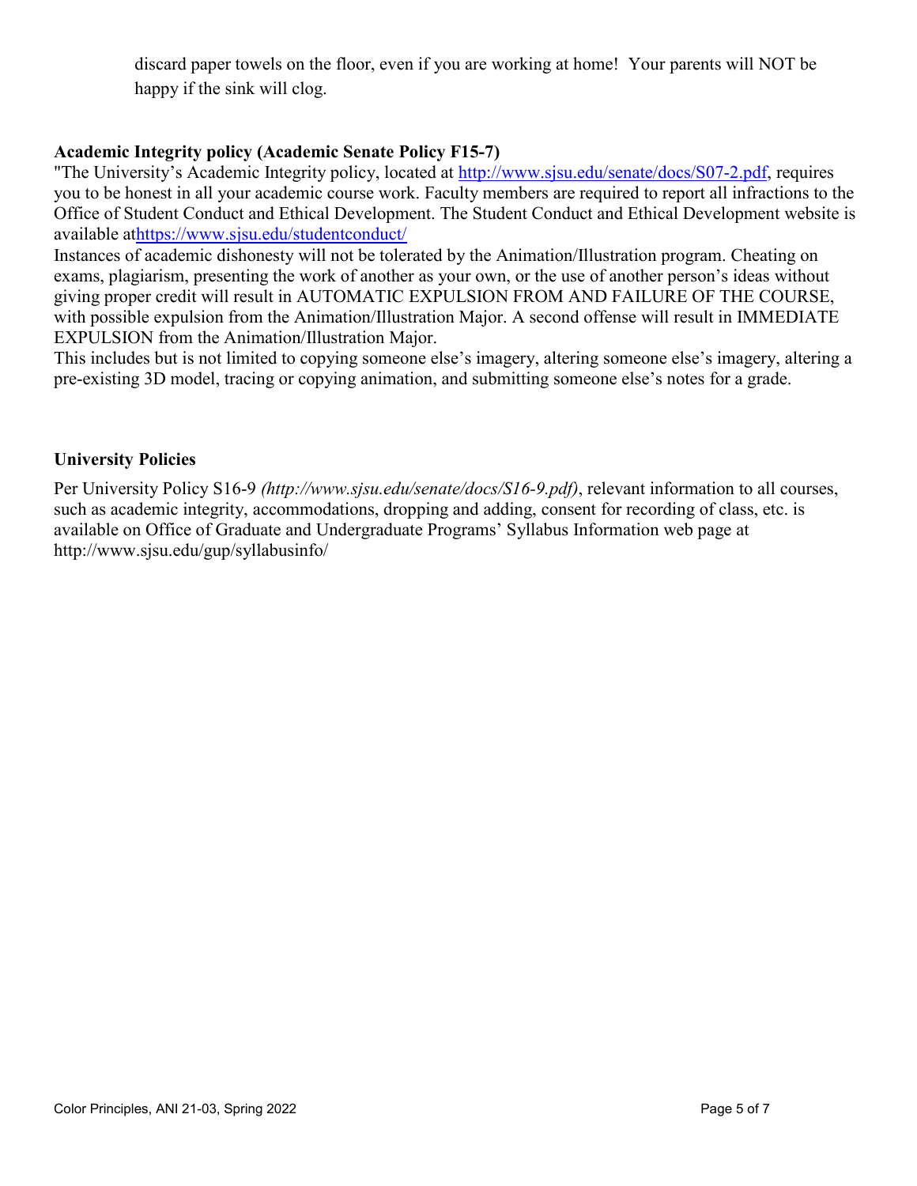discard paper towels on the floor, even if you are working at home!  Your parents will NOT be happy if the sink will clog.

**Academic Integrity policy (Academic Senate Policy F15-7)**

"The University's Academic Integrity policy, located at http://www.sjsu.edu/senate/docs/S07-2.pdf, requires you to be honest in all your academic course work. Faculty members are required to report all infractions to the Office of Student Conduct and Ethical Development. The Student Conduct and Ethical Development website is available athttps://www.sjsu.edu/studentconduct/

Instances of academic dishonesty will not be tolerated by the Animation/Illustration program. Cheating on exams, plagiarism, presenting the work of another as your own, or the use of another person's ideas without giving proper credit will result in AUTOMATIC EXPULSION FROM AND FAILURE OF THE COURSE, with possible expulsion from the Animation/Illustration Major. A second offense will result in IMMEDIATE EXPULSION from the Animation/Illustration Major.

This includes but is not limited to copying someone else's imagery, altering someone else's imagery, altering a pre-existing 3D model, tracing or copying animation, and submitting someone else's notes for a grade.

**University Policies**

Per University Policy S16-9 *(http://www.sjsu.edu/senate/docs/S16-9.pdf)*, relevant information to all courses, such as academic integrity, accommodations, dropping and adding, consent for recording of class, etc. is available on Office of Graduate and Undergraduate Programs' Syllabus Information web page at http://www.sjsu.edu/gup/syllabusinfo/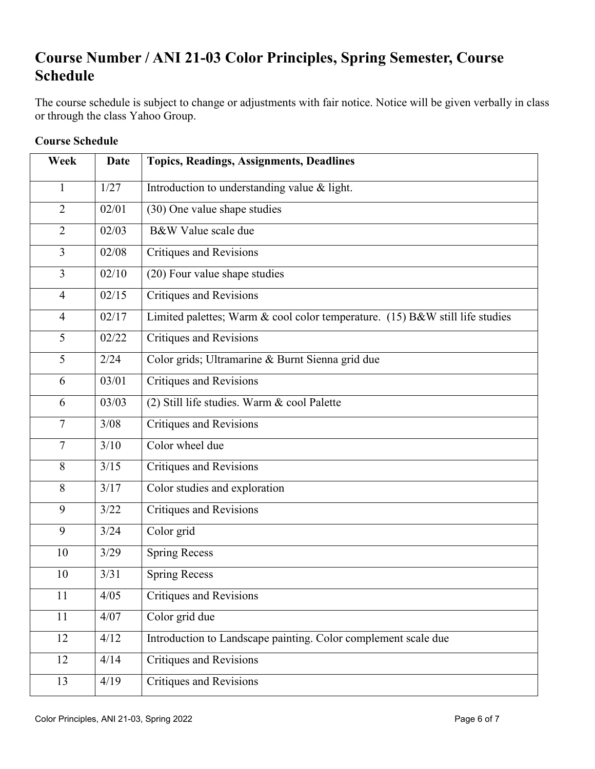## Course Number / ANI 21-03 Color Principles, Spring Semester, Course Schedule

The course schedule is subject to change or adjustments with fair notice. Notice will be given verbally in class or through the class Yahoo Group.

**Course Schedule**

| Week | Date | Topics, Readings, Assignments, Deadlines |
|---|---|---|
| 1 | 1/27 | Introduction to understanding value & light. |
| 2 | 02/01 | (30) One value shape studies |
| 2 | 02/03 | B&W Value scale due |
| 3 | 02/08 | Critiques and Revisions |
| 3 | 02/10 | (20) Four value shape studies |
| 4 | 02/15 | Critiques and Revisions |
| 4 | 02/17 | Limited palettes; Warm & cool color temperature. (15) B&W still life studies |
| 5 | 02/22 | Critiques and Revisions |
| 5 | 2/24 | Color grids; Ultramarine & Burnt Sienna grid due |
| 6 | 03/01 | Critiques and Revisions |
| 6 | 03/03 | (2) Still life studies. Warm & cool Palette |
| 7 | 3/08 | Critiques and Revisions |
| 7 | 3/10 | Color wheel due |
| 8 | 3/15 | Critiques and Revisions |
| 8 | 3/17 | Color studies and exploration |
| 9 | 3/22 | Critiques and Revisions |
| 9 | 3/24 | Color grid |
| 10 | 3/29 | Spring Recess |
| 10 | 3/31 | Spring Recess |
| 11 | 4/05 | Critiques and Revisions |
| 11 | 4/07 | Color grid due |
| 12 | 4/12 | Introduction to Landscape painting. Color complement scale due |
| 12 | 4/14 | Critiques and Revisions |
| 13 | 4/19 | Critiques and Revisions |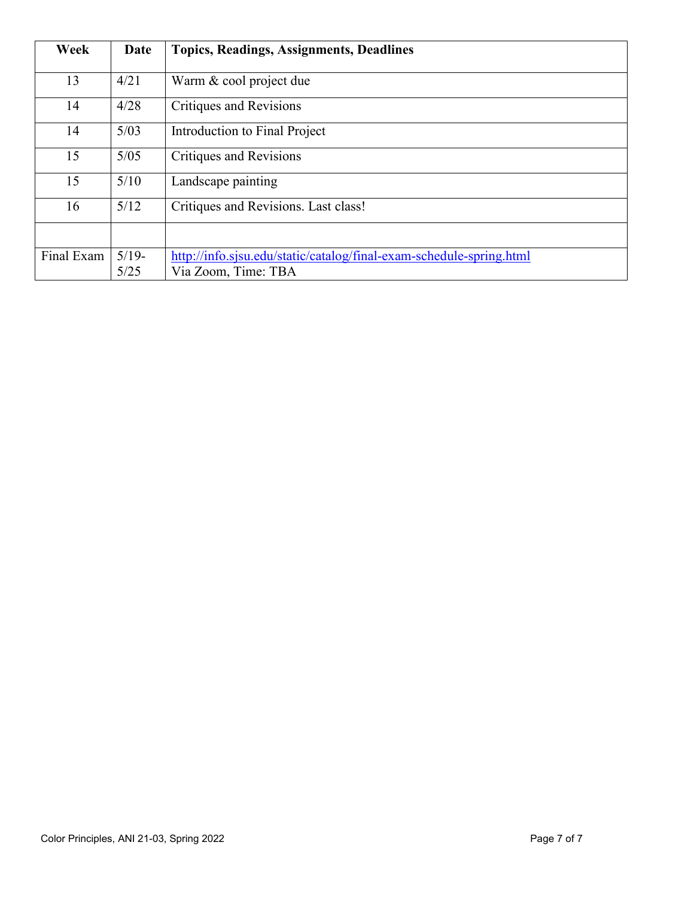| Week | Date | Topics, Readings, Assignments, Deadlines |
| --- | --- | --- |
| 13 | 4/21 | Warm & cool project due |
| 14 | 4/28 | Critiques and Revisions |
| 14 | 5/03 | Introduction to Final Project |
| 15 | 5/05 | Critiques and Revisions |
| 15 | 5/10 | Landscape painting |
| 16 | 5/12 | Critiques and Revisions. Last class! |
| | | |
| Final Exam | 5/19-5/25 | [http://info.sjsu.edu/static/catalog/final-exam-schedule-spring.html](http://info.sjsu.edu/static/catalog/final-exam-schedule-spring.html) Via Zoom, Time: TBA |